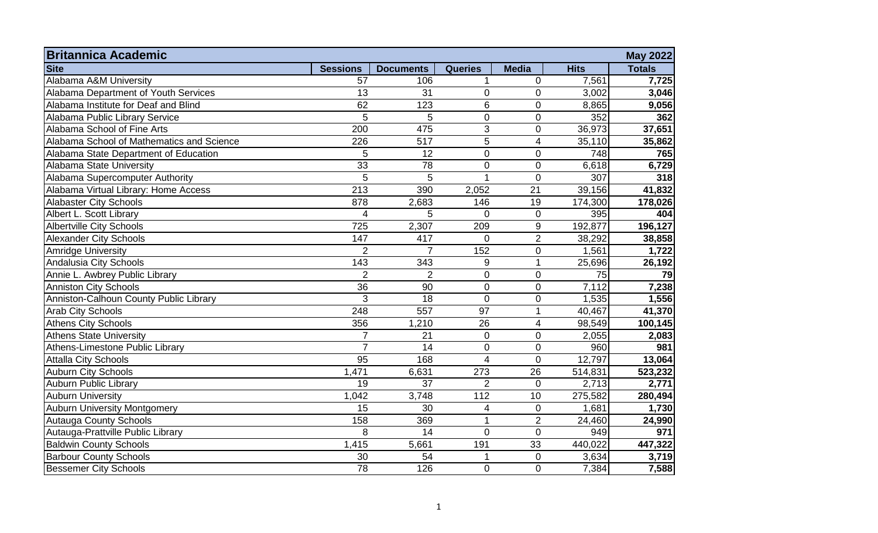| Britannica Academic | | | | | | May 2022 |
|---|---|---|---|---|---|---|
| **Site** | **Sessions** | **Documents** | **Queries** | **Media** | **Hits** | **Totals** |
| Alabama A&M University | 57 | 106 | 1 | 0 | 7,561 | **7,725** |
| Alabama Department of Youth Services | 13 | 31 | 0 | 0 | 3,002 | **3,046** |
| Alabama Institute for Deaf and Blind | 62 | 123 | 6 | 0 | 8,865 | **9,056** |
| Alabama Public Library Service | 5 | 5 | 0 | 0 | 352 | **362** |
| Alabama School of Fine Arts | 200 | 475 | 3 | 0 | 36,973 | **37,651** |
| Alabama School of Mathematics and Science | 226 | 517 | 5 | 4 | 35,110 | **35,862** |
| Alabama State Department of Education | 5 | 12 | 0 | 0 | 748 | **765** |
| Alabama State University | 33 | 78 | 0 | 0 | 6,618 | **6,729** |
| Alabama Supercomputer Authority | 5 | 5 | 1 | 0 | 307 | **318** |
| Alabama Virtual Library: Home Access | 213 | 390 | 2,052 | 21 | 39,156 | **41,832** |
| Alabaster City Schools | 878 | 2,683 | 146 | 19 | 174,300 | **178,026** |
| Albert L. Scott Library | 4 | 5 | 0 | 0 | 395 | **404** |
| Albertville City Schools | 725 | 2,307 | 209 | 9 | 192,877 | **196,127** |
| Alexander City Schools | 147 | 417 | 0 | 2 | 38,292 | **38,858** |
| Amridge University | 2 | 7 | 152 | 0 | 1,561 | **1,722** |
| Andalusia City Schools | 143 | 343 | 9 | 1 | 25,696 | **26,192** |
| Annie L. Awbrey Public Library | 2 | 2 | 0 | 0 | 75 | **79** |
| Anniston City Schools | 36 | 90 | 0 | 0 | 7,112 | **7,238** |
| Anniston-Calhoun County Public Library | 3 | 18 | 0 | 0 | 1,535 | **1,556** |
| Arab City Schools | 248 | 557 | 97 | 1 | 40,467 | **41,370** |
| Athens City Schools | 356 | 1,210 | 26 | 4 | 98,549 | **100,145** |
| Athens State University | 7 | 21 | 0 | 0 | 2,055 | **2,083** |
| Athens-Limestone Public Library | 7 | 14 | 0 | 0 | 960 | **981** |
| Attalla City Schools | 95 | 168 | 4 | 0 | 12,797 | **13,064** |
| Auburn City Schools | 1,471 | 6,631 | 273 | 26 | 514,831 | **523,232** |
| Auburn Public Library | 19 | 37 | 2 | 0 | 2,713 | **2,771** |
| Auburn University | 1,042 | 3,748 | 112 | 10 | 275,582 | **280,494** |
| Auburn University Montgomery | 15 | 30 | 4 | 0 | 1,681 | **1,730** |
| Autauga County Schools | 158 | 369 | 1 | 2 | 24,460 | **24,990** |
| Autauga-Prattville Public Library | 8 | 14 | 0 | 0 | 949 | **971** |
| Baldwin County Schools | 1,415 | 5,661 | 191 | 33 | 440,022 | **447,322** |
| Barbour County Schools | 30 | 54 | 1 | 0 | 3,634 | **3,719** |
| Bessemer City Schools | 78 | 126 | 0 | 0 | 7,384 | **7,588** |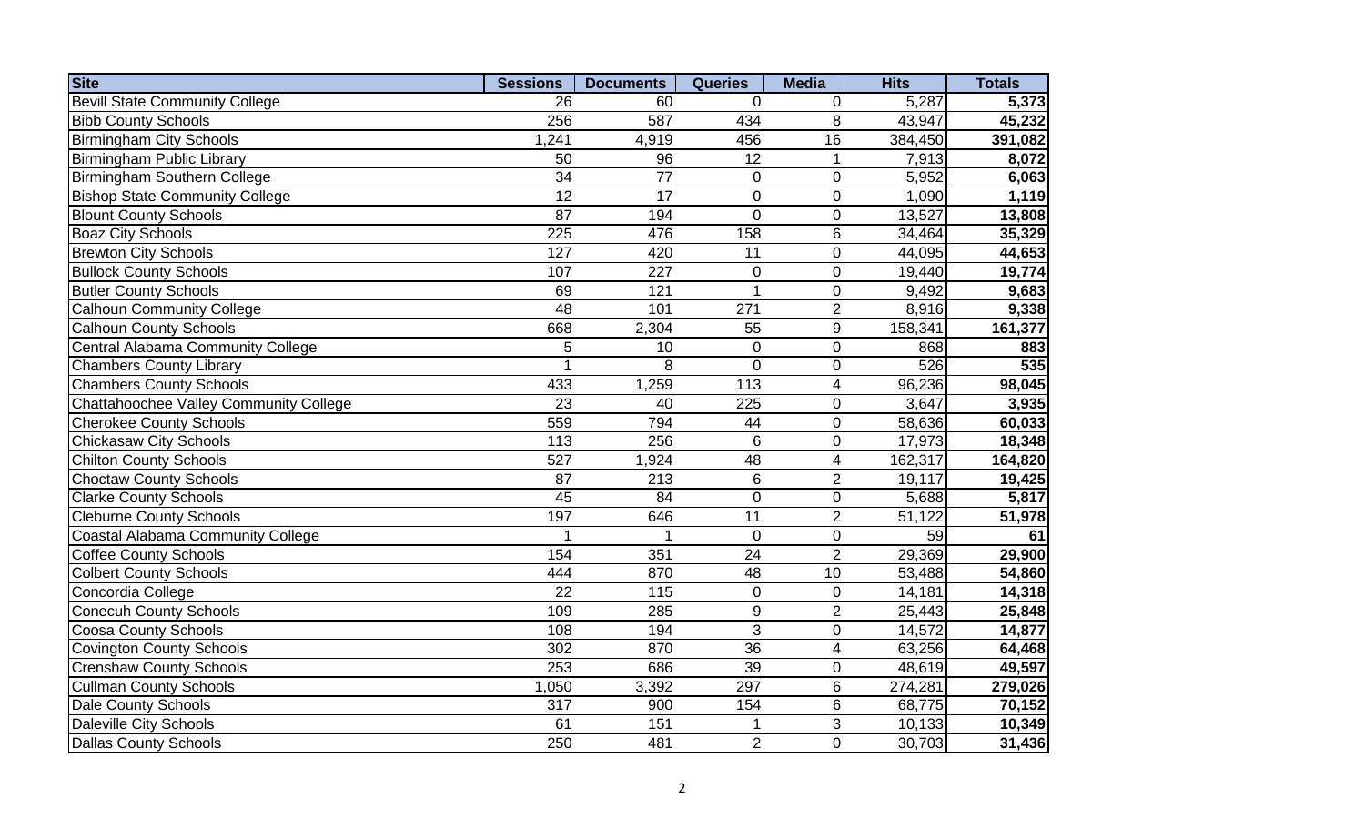| Site | Sessions | Documents | Queries | Media | Hits | Totals |
|---|---|---|---|---|---|---|
| Bevill State Community College | 26 | 60 | 0 | 0 | 5,287 | **5,373** |
| Bibb County Schools | 256 | 587 | 434 | 8 | 43,947 | **45,232** |
| Birmingham City Schools | 1,241 | 4,919 | 456 | 16 | 384,450 | **391,082** |
| Birmingham Public Library | 50 | 96 | 12 | 1 | 7,913 | **8,072** |
| Birmingham Southern College | 34 | 77 | 0 | 0 | 5,952 | **6,063** |
| Bishop State Community College | 12 | 17 | 0 | 0 | 1,090 | **1,119** |
| Blount County Schools | 87 | 194 | 0 | 0 | 13,527 | **13,808** |
| Boaz City Schools | 225 | 476 | 158 | 6 | 34,464 | **35,329** |
| Brewton City Schools | 127 | 420 | 11 | 0 | 44,095 | **44,653** |
| Bullock County Schools | 107 | 227 | 0 | 0 | 19,440 | **19,774** |
| Butler County Schools | 69 | 121 | 1 | 0 | 9,492 | **9,683** |
| Calhoun Community College | 48 | 101 | 271 | 2 | 8,916 | **9,338** |
| Calhoun County Schools | 668 | 2,304 | 55 | 9 | 158,341 | **161,377** |
| Central Alabama Community College | 5 | 10 | 0 | 0 | 868 | **883** |
| Chambers County Library | 1 | 8 | 0 | 0 | 526 | **535** |
| Chambers County Schools | 433 | 1,259 | 113 | 4 | 96,236 | **98,045** |
| Chattahoochee Valley Community College | 23 | 40 | 225 | 0 | 3,647 | **3,935** |
| Cherokee County Schools | 559 | 794 | 44 | 0 | 58,636 | **60,033** |
| Chickasaw City Schools | 113 | 256 | 6 | 0 | 17,973 | **18,348** |
| Chilton County Schools | 527 | 1,924 | 48 | 4 | 162,317 | **164,820** |
| Choctaw County Schools | 87 | 213 | 6 | 2 | 19,117 | **19,425** |
| Clarke County Schools | 45 | 84 | 0 | 0 | 5,688 | **5,817** |
| Cleburne County Schools | 197 | 646 | 11 | 2 | 51,122 | **51,978** |
| Coastal Alabama Community College | 1 | 1 | 0 | 0 | 59 | **61** |
| Coffee County Schools | 154 | 351 | 24 | 2 | 29,369 | **29,900** |
| Colbert County Schools | 444 | 870 | 48 | 10 | 53,488 | **54,860** |
| Concordia College | 22 | 115 | 0 | 0 | 14,181 | **14,318** |
| Conecuh County Schools | 109 | 285 | 9 | 2 | 25,443 | **25,848** |
| Coosa County Schools | 108 | 194 | 3 | 0 | 14,572 | **14,877** |
| Covington County Schools | 302 | 870 | 36 | 4 | 63,256 | **64,468** |
| Crenshaw County Schools | 253 | 686 | 39 | 0 | 48,619 | **49,597** |
| Cullman County Schools | 1,050 | 3,392 | 297 | 6 | 274,281 | **279,026** |
| Dale County Schools | 317 | 900 | 154 | 6 | 68,775 | **70,152** |
| Daleville City Schools | 61 | 151 | 1 | 3 | 10,133 | **10,349** |
| Dallas County Schools | 250 | 481 | 2 | 0 | 30,703 | **31,436** |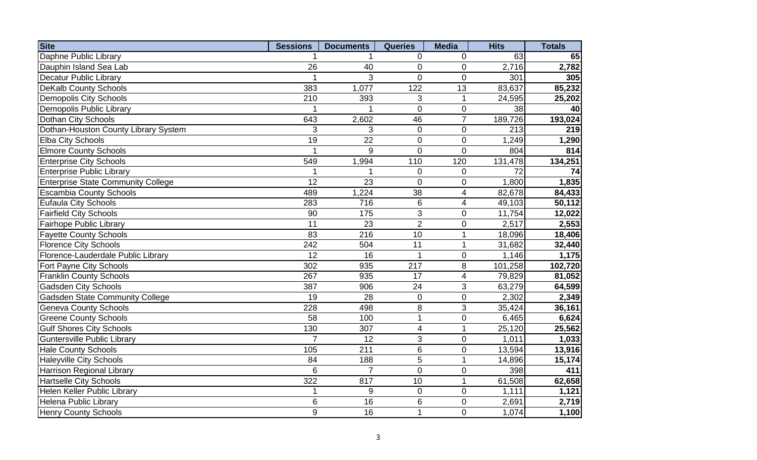| Site | Sessions | Documents | Queries | Media | Hits | Totals |
|---|---|---|---|---|---|---|
| Daphne Public Library | 1 | 1 | 0 | 0 | 63 | **65** |
| Dauphin Island Sea Lab | 26 | 40 | 0 | 0 | 2,716 | **2,782** |
| Decatur Public Library | 1 | 3 | 0 | 0 | 301 | **305** |
| DeKalb County Schools | 383 | 1,077 | 122 | 13 | 83,637 | **85,232** |
| Demopolis City Schools | 210 | 393 | 3 | 1 | 24,595 | **25,202** |
| Demopolis Public Library | 1 | 1 | 0 | 0 | 38 | **40** |
| Dothan City Schools | 643 | 2,602 | 46 | 7 | 189,726 | **193,024** |
| Dothan-Houston County Library System | 3 | 3 | 0 | 0 | 213 | **219** |
| Elba City Schools | 19 | 22 | 0 | 0 | 1,249 | **1,290** |
| Elmore County Schools | 1 | 9 | 0 | 0 | 804 | **814** |
| Enterprise City Schools | 549 | 1,994 | 110 | 120 | 131,478 | **134,251** |
| Enterprise Public Library | 1 | 1 | 0 | 0 | 72 | **74** |
| Enterprise State Community College | 12 | 23 | 0 | 0 | 1,800 | **1,835** |
| Escambia County Schools | 489 | 1,224 | 38 | 4 | 82,678 | **84,433** |
| Eufaula City Schools | 283 | 716 | 6 | 4 | 49,103 | **50,112** |
| Fairfield City Schools | 90 | 175 | 3 | 0 | 11,754 | **12,022** |
| Fairhope Public Library | 11 | 23 | 2 | 0 | 2,517 | **2,553** |
| Fayette County Schools | 83 | 216 | 10 | 1 | 18,096 | **18,406** |
| Florence City Schools | 242 | 504 | 11 | 1 | 31,682 | **32,440** |
| Florence-Lauderdale Public Library | 12 | 16 | 1 | 0 | 1,146 | **1,175** |
| Fort Payne City Schools | 302 | 935 | 217 | 8 | 101,258 | **102,720** |
| Franklin County Schools | 267 | 935 | 17 | 4 | 79,829 | **81,052** |
| Gadsden City Schools | 387 | 906 | 24 | 3 | 63,279 | **64,599** |
| Gadsden State Community College | 19 | 28 | 0 | 0 | 2,302 | **2,349** |
| Geneva County Schools | 228 | 498 | 8 | 3 | 35,424 | **36,161** |
| Greene County Schools | 58 | 100 | 1 | 0 | 6,465 | **6,624** |
| Gulf Shores City Schools | 130 | 307 | 4 | 1 | 25,120 | **25,562** |
| Guntersville Public Library | 7 | 12 | 3 | 0 | 1,011 | **1,033** |
| Hale County Schools | 105 | 211 | 6 | 0 | 13,594 | **13,916** |
| Haleyville City Schools | 84 | 188 | 5 | 1 | 14,896 | **15,174** |
| Harrison Regional Library | 6 | 7 | 0 | 0 | 398 | **411** |
| Hartselle City Schools | 322 | 817 | 10 | 1 | 61,508 | **62,658** |
| Helen Keller Public Library | 1 | 9 | 0 | 0 | 1,111 | **1,121** |
| Helena Public Library | 6 | 16 | 6 | 0 | 2,691 | **2,719** |
| Henry County Schools | 9 | 16 | 1 | 0 | 1,074 | **1,100** |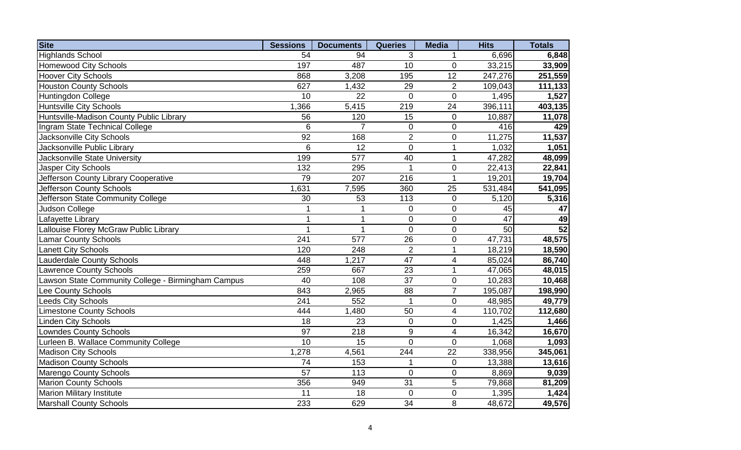| Site | Sessions | Documents | Queries | Media | Hits | Totals |
|---|---|---|---|---|---|---|
| Highlands School | 54 | 94 | 3 | 1 | 6,696 | **6,848** |
| Homewood City Schools | 197 | 487 | 10 | 0 | 33,215 | **33,909** |
| Hoover City Schools | 868 | 3,208 | 195 | 12 | 247,276 | **251,559** |
| Houston County Schools | 627 | 1,432 | 29 | 2 | 109,043 | **111,133** |
| Huntingdon College | 10 | 22 | 0 | 0 | 1,495 | **1,527** |
| Huntsville City Schools | 1,366 | 5,415 | 219 | 24 | 396,111 | **403,135** |
| Huntsville-Madison County Public Library | 56 | 120 | 15 | 0 | 10,887 | **11,078** |
| Ingram State Technical College | 6 | 7 | 0 | 0 | 416 | **429** |
| Jacksonville City Schools | 92 | 168 | 2 | 0 | 11,275 | **11,537** |
| Jacksonville Public Library | 6 | 12 | 0 | 1 | 1,032 | **1,051** |
| Jacksonville State University | 199 | 577 | 40 | 1 | 47,282 | **48,099** |
| Jasper City Schools | 132 | 295 | 1 | 0 | 22,413 | **22,841** |
| Jefferson County Library Cooperative | 79 | 207 | 216 | 1 | 19,201 | **19,704** |
| Jefferson County Schools | 1,631 | 7,595 | 360 | 25 | 531,484 | **541,095** |
| Jefferson State Community College | 30 | 53 | 113 | 0 | 5,120 | **5,316** |
| Judson College | 1 | 1 | 0 | 0 | 45 | **47** |
| Lafayette Library | 1 | 1 | 0 | 0 | 47 | **49** |
| Lallouise Florey McGraw Public Library | 1 | 1 | 0 | 0 | 50 | **52** |
| Lamar County Schools | 241 | 577 | 26 | 0 | 47,731 | **48,575** |
| Lanett City Schools | 120 | 248 | 2 | 1 | 18,219 | **18,590** |
| Lauderdale County Schools | 448 | 1,217 | 47 | 4 | 85,024 | **86,740** |
| Lawrence County Schools | 259 | 667 | 23 | 1 | 47,065 | **48,015** |
| Lawson State Community College - Birmingham Campus | 40 | 108 | 37 | 0 | 10,283 | **10,468** |
| Lee County Schools | 843 | 2,965 | 88 | 7 | 195,087 | **198,990** |
| Leeds City Schools | 241 | 552 | 1 | 0 | 48,985 | **49,779** |
| Limestone County Schools | 444 | 1,480 | 50 | 4 | 110,702 | **112,680** |
| Linden City Schools | 18 | 23 | 0 | 0 | 1,425 | **1,466** |
| Lowndes County Schools | 97 | 218 | 9 | 4 | 16,342 | **16,670** |
| Lurleen B. Wallace Community College | 10 | 15 | 0 | 0 | 1,068 | **1,093** |
| Madison City Schools | 1,278 | 4,561 | 244 | 22 | 338,956 | **345,061** |
| Madison County Schools | 74 | 153 | 1 | 0 | 13,388 | **13,616** |
| Marengo County Schools | 57 | 113 | 0 | 0 | 8,869 | **9,039** |
| Marion County Schools | 356 | 949 | 31 | 5 | 79,868 | **81,209** |
| Marion Military Institute | 11 | 18 | 0 | 0 | 1,395 | **1,424** |
| Marshall County Schools | 233 | 629 | 34 | 8 | 48,672 | **49,576** |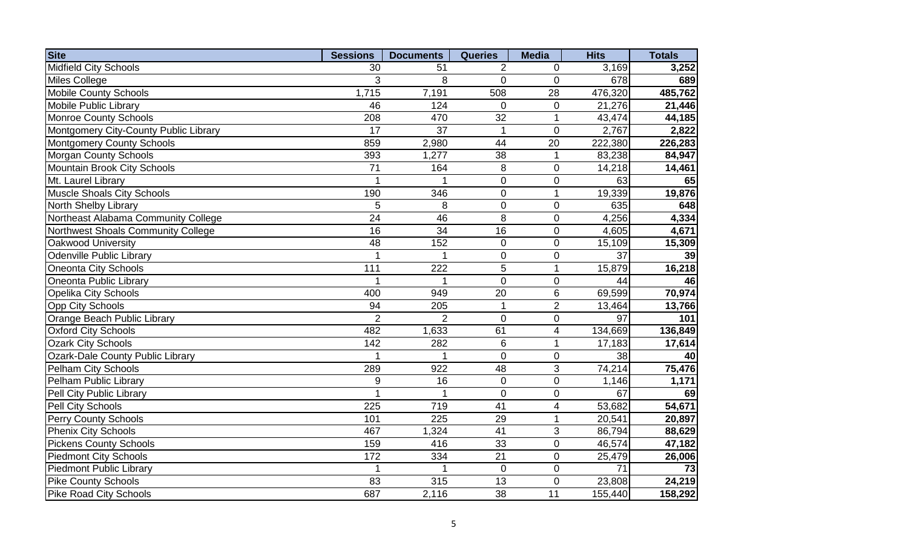| Site | Sessions | Documents | Queries | Media | Hits | Totals |
|---|---|---|---|---|---|---|
| Midfield City Schools | 30 | 51 | 2 | 0 | 3,169 | **3,252** |
| Miles College | 3 | 8 | 0 | 0 | 678 | **689** |
| Mobile County Schools | 1,715 | 7,191 | 508 | 28 | 476,320 | **485,762** |
| Mobile Public Library | 46 | 124 | 0 | 0 | 21,276 | **21,446** |
| Monroe County Schools | 208 | 470 | 32 | 1 | 43,474 | **44,185** |
| Montgomery City-County Public Library | 17 | 37 | 1 | 0 | 2,767 | **2,822** |
| Montgomery County Schools | 859 | 2,980 | 44 | 20 | 222,380 | **226,283** |
| Morgan County Schools | 393 | 1,277 | 38 | 1 | 83,238 | **84,947** |
| Mountain Brook City Schools | 71 | 164 | 8 | 0 | 14,218 | **14,461** |
| Mt. Laurel Library | 1 | 1 | 0 | 0 | 63 | **65** |
| Muscle Shoals City Schools | 190 | 346 | 0 | 1 | 19,339 | **19,876** |
| North Shelby Library | 5 | 8 | 0 | 0 | 635 | **648** |
| Northeast Alabama Community College | 24 | 46 | 8 | 0 | 4,256 | **4,334** |
| Northwest Shoals Community College | 16 | 34 | 16 | 0 | 4,605 | **4,671** |
| Oakwood University | 48 | 152 | 0 | 0 | 15,109 | **15,309** |
| Odenville Public Library | 1 | 1 | 0 | 0 | 37 | **39** |
| Oneonta City Schools | 111 | 222 | 5 | 1 | 15,879 | **16,218** |
| Oneonta Public Library | 1 | 1 | 0 | 0 | 44 | **46** |
| Opelika City Schools | 400 | 949 | 20 | 6 | 69,599 | **70,974** |
| Opp City Schools | 94 | 205 | 1 | 2 | 13,464 | **13,766** |
| Orange Beach Public Library | 2 | 2 | 0 | 0 | 97 | **101** |
| Oxford City Schools | 482 | 1,633 | 61 | 4 | 134,669 | **136,849** |
| Ozark City Schools | 142 | 282 | 6 | 1 | 17,183 | **17,614** |
| Ozark-Dale County Public Library | 1 | 1 | 0 | 0 | 38 | **40** |
| Pelham City Schools | 289 | 922 | 48 | 3 | 74,214 | **75,476** |
| Pelham Public Library | 9 | 16 | 0 | 0 | 1,146 | **1,171** |
| Pell City Public Library | 1 | 1 | 0 | 0 | 67 | **69** |
| Pell City Schools | 225 | 719 | 41 | 4 | 53,682 | **54,671** |
| Perry County Schools | 101 | 225 | 29 | 1 | 20,541 | **20,897** |
| Phenix City Schools | 467 | 1,324 | 41 | 3 | 86,794 | **88,629** |
| Pickens County Schools | 159 | 416 | 33 | 0 | 46,574 | **47,182** |
| Piedmont City Schools | 172 | 334 | 21 | 0 | 25,479 | **26,006** |
| Piedmont Public Library | 1 | 1 | 0 | 0 | 71 | **73** |
| Pike County Schools | 83 | 315 | 13 | 0 | 23,808 | **24,219** |
| Pike Road City Schools | 687 | 2,116 | 38 | 11 | 155,440 | **158,292** |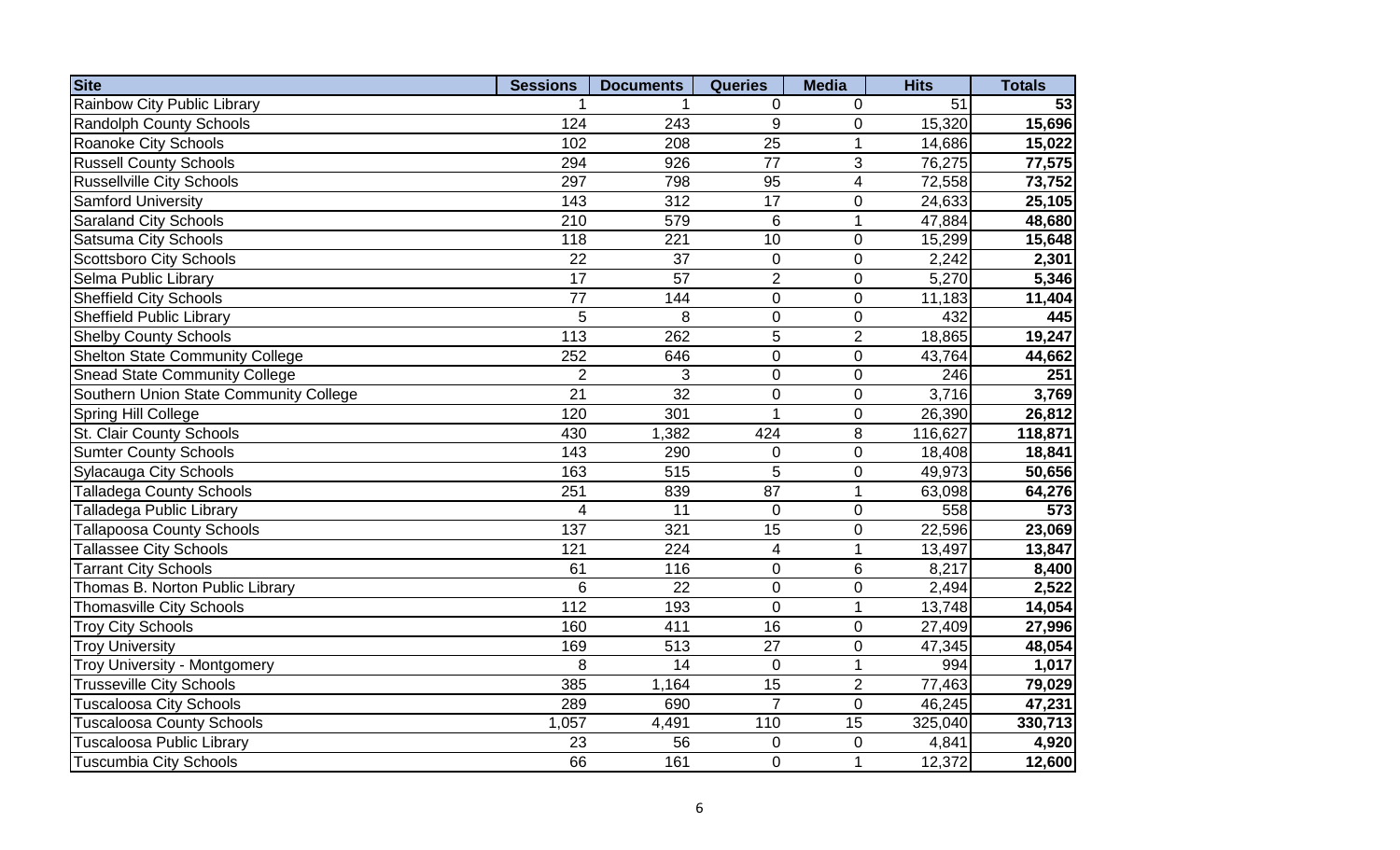| Site | Sessions | Documents | Queries | Media | Hits | Totals |
|---|---|---|---|---|---|---|
| Rainbow City Public Library | 1 | 1 | 0 | 0 | 51 | **53** |
| Randolph County Schools | 124 | 243 | 9 | 0 | 15,320 | **15,696** |
| Roanoke City Schools | 102 | 208 | 25 | 1 | 14,686 | **15,022** |
| Russell County Schools | 294 | 926 | 77 | 3 | 76,275 | **77,575** |
| Russellville City Schools | 297 | 798 | 95 | 4 | 72,558 | **73,752** |
| Samford University | 143 | 312 | 17 | 0 | 24,633 | **25,105** |
| Saraland City Schools | 210 | 579 | 6 | 1 | 47,884 | **48,680** |
| Satsuma City Schools | 118 | 221 | 10 | 0 | 15,299 | **15,648** |
| Scottsboro City Schools | 22 | 37 | 0 | 0 | 2,242 | **2,301** |
| Selma Public Library | 17 | 57 | 2 | 0 | 5,270 | **5,346** |
| Sheffield City Schools | 77 | 144 | 0 | 0 | 11,183 | **11,404** |
| Sheffield Public Library | 5 | 8 | 0 | 0 | 432 | **445** |
| Shelby County Schools | 113 | 262 | 5 | 2 | 18,865 | **19,247** |
| Shelton State Community College | 252 | 646 | 0 | 0 | 43,764 | **44,662** |
| Snead State Community College | 2 | 3 | 0 | 0 | 246 | **251** |
| Southern Union State Community College | 21 | 32 | 0 | 0 | 3,716 | **3,769** |
| Spring Hill College | 120 | 301 | 1 | 0 | 26,390 | **26,812** |
| St. Clair County Schools | 430 | 1,382 | 424 | 8 | 116,627 | **118,871** |
| Sumter County Schools | 143 | 290 | 0 | 0 | 18,408 | **18,841** |
| Sylacauga City Schools | 163 | 515 | 5 | 0 | 49,973 | **50,656** |
| Talladega County Schools | 251 | 839 | 87 | 1 | 63,098 | **64,276** |
| Talladega Public Library | 4 | 11 | 0 | 0 | 558 | **573** |
| Tallapoosa County Schools | 137 | 321 | 15 | 0 | 22,596 | **23,069** |
| Tallassee City Schools | 121 | 224 | 4 | 1 | 13,497 | **13,847** |
| Tarrant City Schools | 61 | 116 | 0 | 6 | 8,217 | **8,400** |
| Thomas B. Norton Public Library | 6 | 22 | 0 | 0 | 2,494 | **2,522** |
| Thomasville City Schools | 112 | 193 | 0 | 1 | 13,748 | **14,054** |
| Troy City Schools | 160 | 411 | 16 | 0 | 27,409 | **27,996** |
| Troy University | 169 | 513 | 27 | 0 | 47,345 | **48,054** |
| Troy University - Montgomery | 8 | 14 | 0 | 1 | 994 | **1,017** |
| Trusseville City Schools | 385 | 1,164 | 15 | 2 | 77,463 | **79,029** |
| Tuscaloosa City Schools | 289 | 690 | 7 | 0 | 46,245 | **47,231** |
| Tuscaloosa County Schools | 1,057 | 4,491 | 110 | 15 | 325,040 | **330,713** |
| Tuscaloosa Public Library | 23 | 56 | 0 | 0 | 4,841 | **4,920** |
| Tuscumbia City Schools | 66 | 161 | 0 | 1 | 12,372 | **12,600** |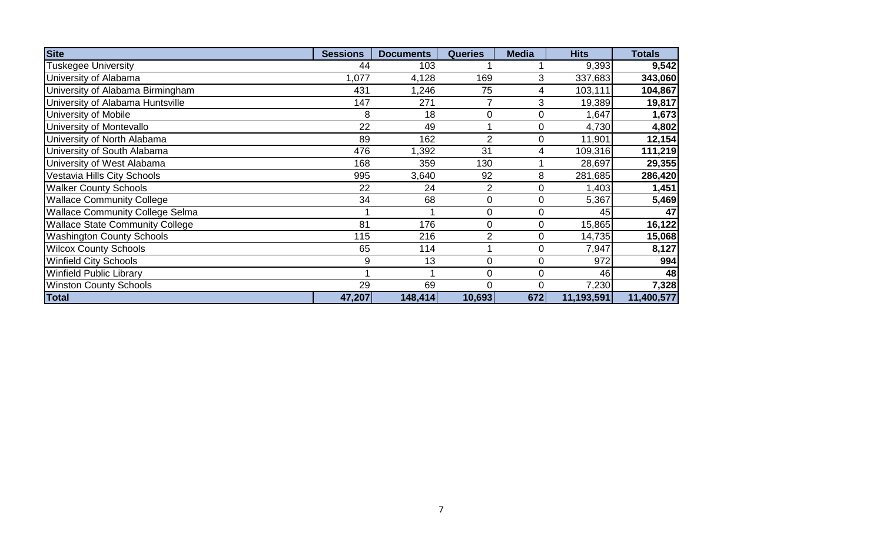| Site | Sessions | Documents | Queries | Media | Hits | Totals |
|---|---|---|---|---|---|---|
| Tuskegee University | 44 | 103 | 1 | 1 | 9,393 | **9,542** |
| University of Alabama | 1,077 | 4,128 | 169 | 3 | 337,683 | **343,060** |
| University of Alabama Birmingham | 431 | 1,246 | 75 | 4 | 103,111 | **104,867** |
| University of Alabama Huntsville | 147 | 271 | 7 | 3 | 19,389 | **19,817** |
| University of Mobile | 8 | 18 | 0 | 0 | 1,647 | **1,673** |
| University of Montevallo | 22 | 49 | 1 | 0 | 4,730 | **4,802** |
| University of North Alabama | 89 | 162 | 2 | 0 | 11,901 | **12,154** |
| University of South Alabama | 476 | 1,392 | 31 | 4 | 109,316 | **111,219** |
| University of West Alabama | 168 | 359 | 130 | 1 | 28,697 | **29,355** |
| Vestavia Hills City Schools | 995 | 3,640 | 92 | 8 | 281,685 | **286,420** |
| Walker County Schools | 22 | 24 | 2 | 0 | 1,403 | **1,451** |
| Wallace Community College | 34 | 68 | 0 | 0 | 5,367 | **5,469** |
| Wallace Community College Selma | 1 | 1 | 0 | 0 | 45 | **47** |
| Wallace State Community College | 81 | 176 | 0 | 0 | 15,865 | **16,122** |
| Washington County Schools | 115 | 216 | 2 | 0 | 14,735 | **15,068** |
| Wilcox County Schools | 65 | 114 | 1 | 0 | 7,947 | **8,127** |
| Winfield City Schools | 9 | 13 | 0 | 0 | 972 | **994** |
| Winfield Public Library | 1 | 1 | 0 | 0 | 46 | **48** |
| Winston County Schools | 29 | 69 | 0 | 0 | 7,230 | **7,328** |
| **Total** | **47,207** | **148,414** | **10,693** | **672** | **11,193,591** | **11,400,577** |